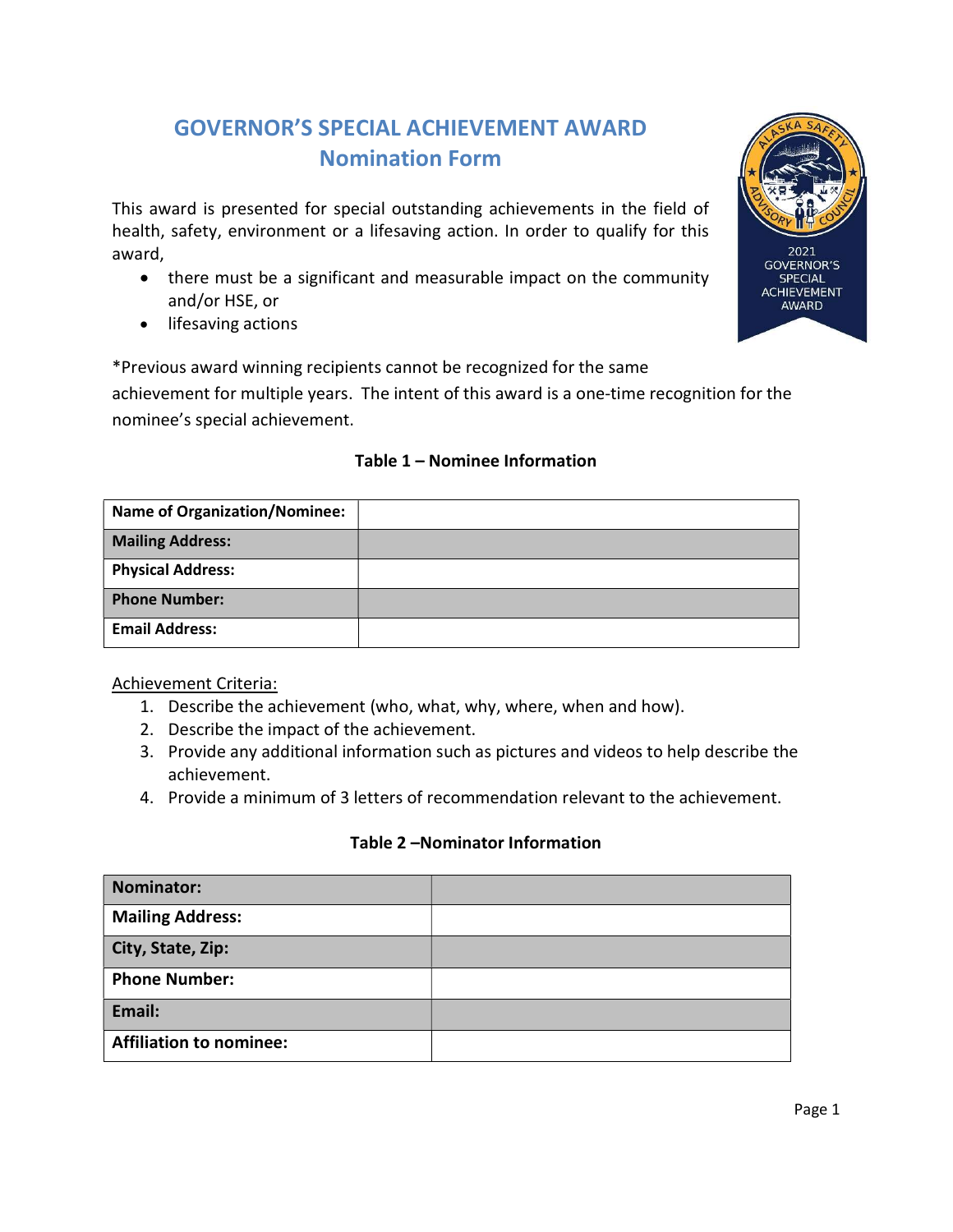# GOVERNOR'S SPECIAL ACHIEVEMENT AWARD
## Nomination Form

This award is presented for special outstanding achievements in the field of health, safety, environment or a lifesaving action. In order to qualify for this award,

- there must be a significant and measurable impact on the community and/or HSE, or
- lifesaving actions

*Previous award winning recipients cannot be recognized for the same achievement for multiple years. The intent of this award is a one-time recognition for the nominee's special achievement.

**Table 1 – Nominee Information**

| **Name of Organization/Nominee:** | |
|---|---|
| **Mailing Address:** | |
| **Physical Address:** | |
| **Phone Number:** | |
| **Email Address:** | |

Achievement Criteria:

1. Describe the achievement (who, what, why, where, when and how).
2. Describe the impact of the achievement.
3. Provide any additional information such as pictures and videos to help describe the achievement.
4. Provide a minimum of 3 letters of recommendation relevant to the achievement.

**Table 2 –Nominator Information**

| **Nominator:** | |
|---|---|
| **Mailing Address:** | |
| **City, State, Zip:** | |
| **Phone Number:** | |
| **Email:** | |
| **Affiliation to nominee:** | |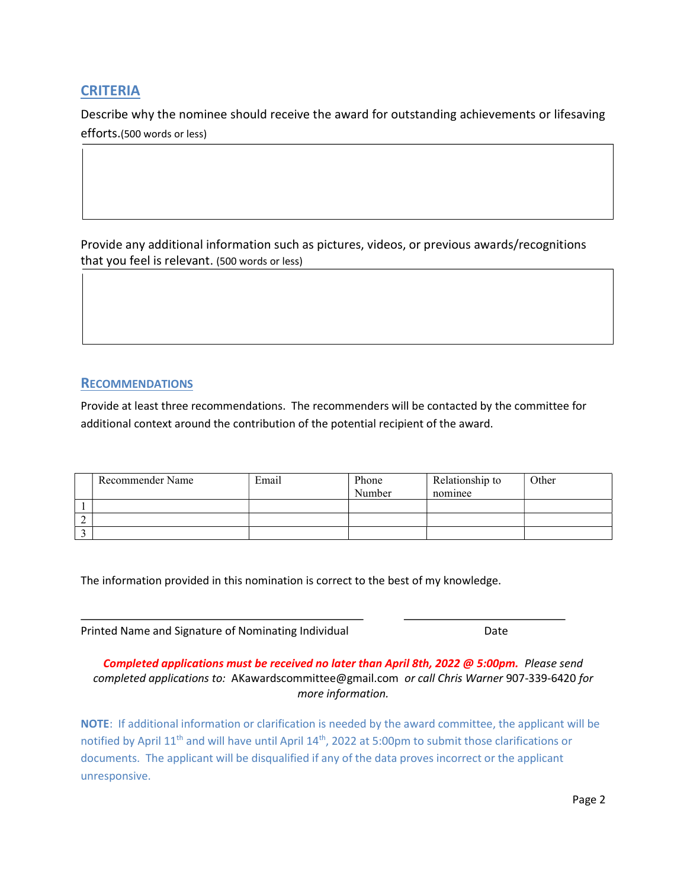## CRITERIA

Describe why the nominee should receive the award for outstanding achievements or lifesaving efforts. (500 words or less)

Provide any additional information such as pictures, videos, or previous awards/recognitions that you feel is relevant. (500 words or less)

## RECOMMENDATIONS

Provide at least three recommendations. The recommenders will be contacted by the committee for additional context around the contribution of the potential recipient of the award.

| | Recommender Name | Email | Phone Number | Relationship to nominee | Other |
|---|---|---|---|---|---|
| 1 | | | | | |
| 2 | | | | | |
| 3 | | | | | |

The information provided in this nomination is correct to the best of my knowledge.

\_\_\_\_\_\_\_\_\_\_\_\_\_\_\_\_\_\_\_\_\_\_\_\_\_\_\_\_\_\_\_\_\_\_\_\_\_\_\_\_ \_\_\_\_\_\_\_\_\_\_\_\_\_\_\_\_\_\_\_\_\_\_\_\_

Printed Name and Signature of Nominating Individual Date

***Completed applications must be received no later than April 8th, 2022 @ 5:00pm.*** *Please send completed applications to:* AKawardscommittee@gmail.com *or call Chris Warner* 907-339-6420 *for more information.*

**NOTE**: If additional information or clarification is needed by the award committee, the applicant will be notified by April 11th and will have until April 14th, 2022 at 5:00pm to submit those clarifications or documents. The applicant will be disqualified if any of the data proves incorrect or the applicant unresponsive.